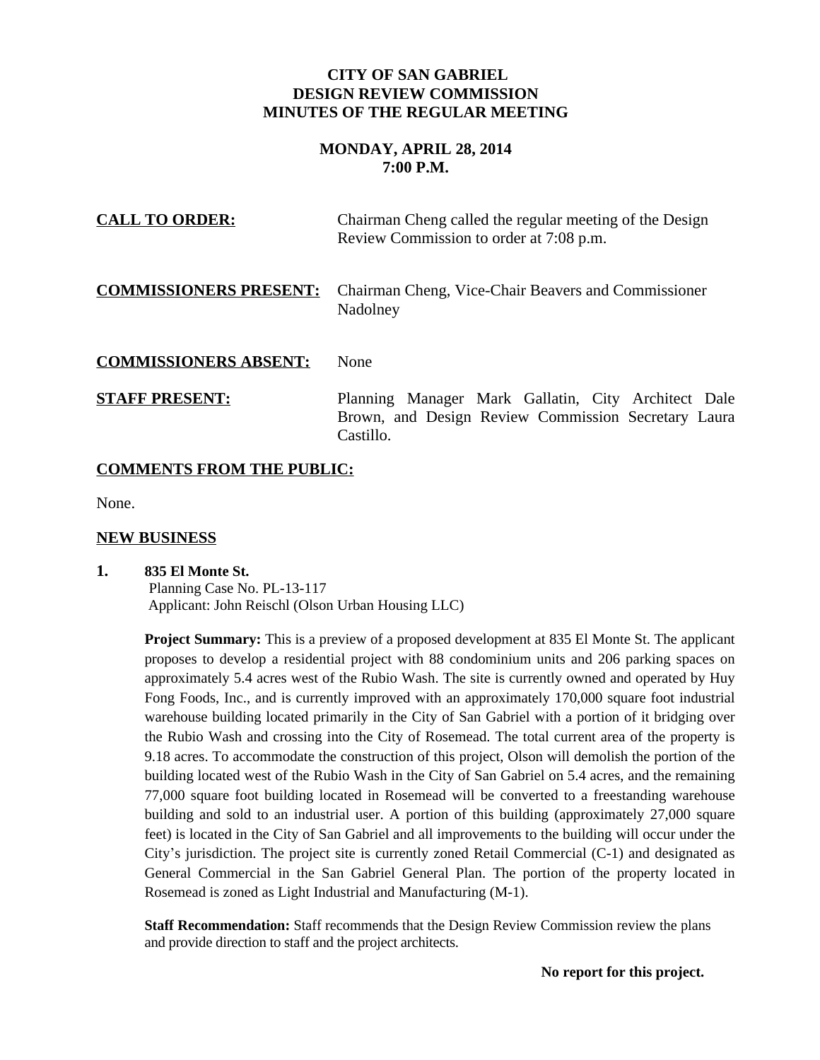# CITY OF SAN GABRIEL
# DESIGN REVIEW COMMISSION
# MINUTES OF THE REGULAR MEETING

**MONDAY, APRIL 28, 2014**
**7:00 P.M.**

**CALL TO ORDER:** Chairman Cheng called the regular meeting of the Design Review Commission to order at 7:08 p.m.

**COMMISSIONERS PRESENT:** Chairman Cheng, Vice-Chair Beavers and Commissioner Nadolney

**COMMISSIONERS ABSENT:** None

**STAFF PRESENT:** Planning Manager Mark Gallatin, City Architect Dale Brown, and Design Review Commission Secretary Laura Castillo.

## COMMENTS FROM THE PUBLIC:

None.

## NEW BUSINESS

**1. 835 El Monte St.**
Planning Case No. PL-13-117
Applicant: John Reischl (Olson Urban Housing LLC)

**Project Summary:** This is a preview of a proposed development at 835 El Monte St. The applicant proposes to develop a residential project with 88 condominium units and 206 parking spaces on approximately 5.4 acres west of the Rubio Wash. The site is currently owned and operated by Huy Fong Foods, Inc., and is currently improved with an approximately 170,000 square foot industrial warehouse building located primarily in the City of San Gabriel with a portion of it bridging over the Rubio Wash and crossing into the City of Rosemead. The total current area of the property is 9.18 acres. To accommodate the construction of this project, Olson will demolish the portion of the building located west of the Rubio Wash in the City of San Gabriel on 5.4 acres, and the remaining 77,000 square foot building located in Rosemead will be converted to a freestanding warehouse building and sold to an industrial user. A portion of this building (approximately 27,000 square feet) is located in the City of San Gabriel and all improvements to the building will occur under the City's jurisdiction. The project site is currently zoned Retail Commercial (C-1) and designated as General Commercial in the San Gabriel General Plan. The portion of the property located in Rosemead is zoned as Light Industrial and Manufacturing (M-1).

**Staff Recommendation:** Staff recommends that the Design Review Commission review the plans and provide direction to staff and the project architects.

**No report for this project.**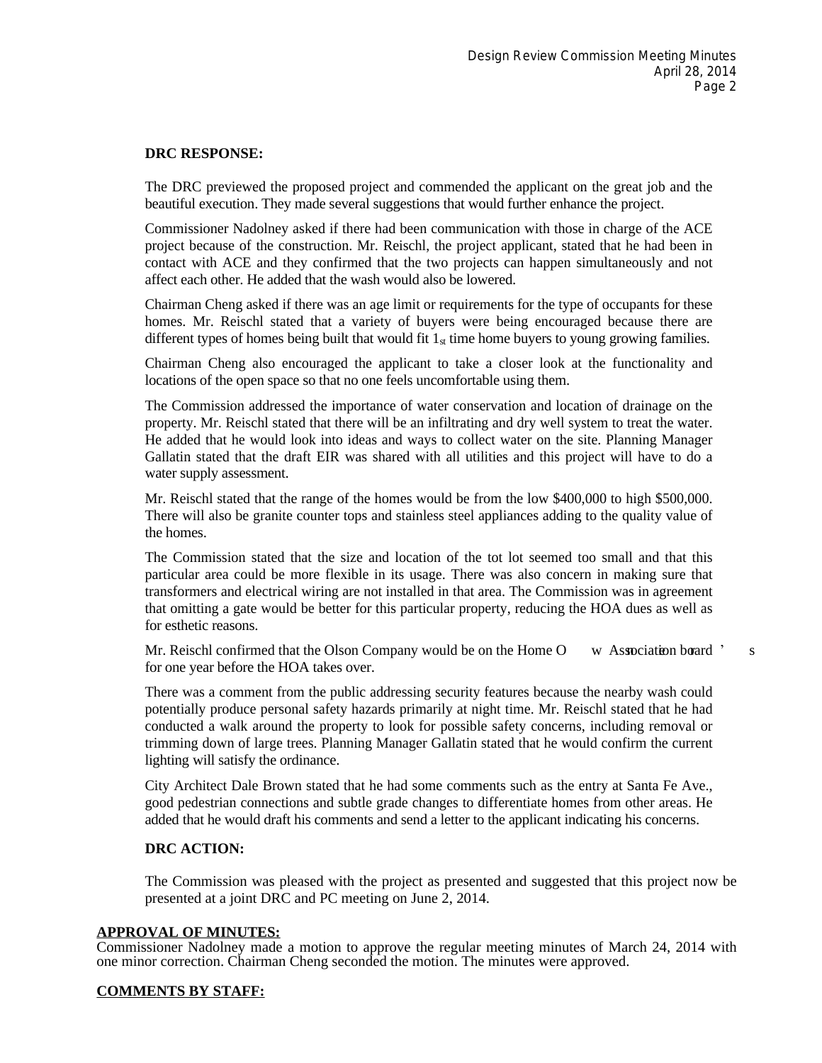**DRC RESPONSE:**

The DRC previewed the proposed project and commended the applicant on the great job and the beautiful execution. They made several suggestions that would further enhance the project.

Commissioner Nadolney asked if there had been communication with those in charge of the ACE project because of the construction. Mr. Reischl, the project applicant, stated that he had been in contact with ACE and they confirmed that the two projects can happen simultaneously and not affect each other. He added that the wash would also be lowered.

Chairman Cheng asked if there was an age limit or requirements for the type of occupants for these homes. Mr. Reischl stated that a variety of buyers were being encouraged because there are different types of homes being built that would fit 1st time home buyers to young growing families.

Chairman Cheng also encouraged the applicant to take a closer look at the functionality and locations of the open space so that no one feels uncomfortable using them.

The Commission addressed the importance of water conservation and location of drainage on the property. Mr. Reischl stated that there will be an infiltrating and dry well system to treat the water. He added that he would look into ideas and ways to collect water on the site. Planning Manager Gallatin stated that the draft EIR was shared with all utilities and this project will have to do a water supply assessment.

Mr. Reischl stated that the range of the homes would be from the low $400,000 to high $500,000. There will also be granite counter tops and stainless steel appliances adding to the quality value of the homes.

The Commission stated that the size and location of the tot lot seemed too small and that this particular area could be more flexible in its usage. There was also concern in making sure that transformers and electrical wiring are not installed in that area. The Commission was in agreement that omitting a gate would be better for this particular property, reducing the HOA dues as well as for esthetic reasons.

Mr. Reischl confirmed that the Olson Company would be on the Home Owner's Association board for one year before the HOA takes over.

There was a comment from the public addressing security features because the nearby wash could potentially produce personal safety hazards primarily at night time. Mr. Reischl stated that he had conducted a walk around the property to look for possible safety concerns, including removal or trimming down of large trees. Planning Manager Gallatin stated that he would confirm the current lighting will satisfy the ordinance.

City Architect Dale Brown stated that he had some comments such as the entry at Santa Fe Ave., good pedestrian connections and subtle grade changes to differentiate homes from other areas. He added that he would draft his comments and send a letter to the applicant indicating his concerns.

**DRC ACTION:**

The Commission was pleased with the project as presented and suggested that this project now be presented at a joint DRC and PC meeting on June 2, 2014.

**APPROVAL OF MINUTES:**

Commissioner Nadolney made a motion to approve the regular meeting minutes of March 24, 2014 with one minor correction. Chairman Cheng seconded the motion. The minutes were approved.

**COMMENTS BY STAFF:**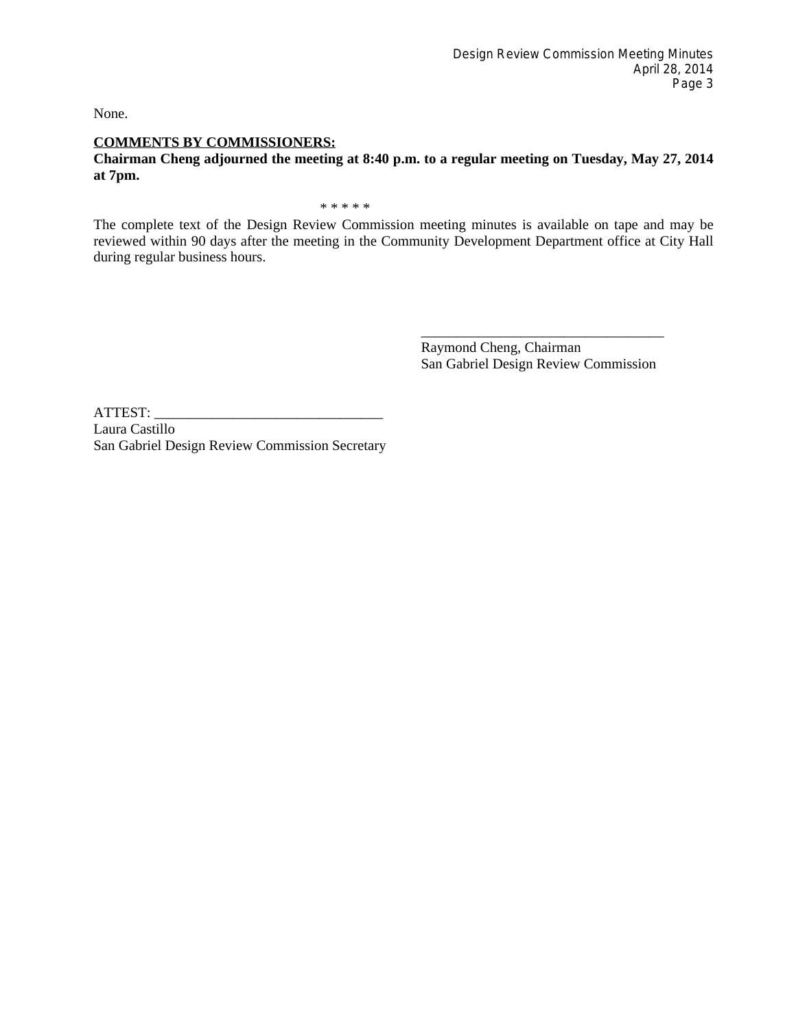None.

**COMMENTS BY COMMISSIONERS:**

**Chairman Cheng adjourned the meeting at 8:40 p.m. to a regular meeting on Tuesday, May 27, 2014 at 7pm.**

\* \* \* \* \*

The complete text of the Design Review Commission meeting minutes is available on tape and may be reviewed within 90 days after the meeting in the Community Development Department office at City Hall during regular business hours.

\_\_\_\_\_\_\_\_\_\_\_\_\_\_\_\_\_\_\_\_\_\_\_\_\_\_\_\_\_\_\_\_\_\_

Raymond Cheng, Chairman

San Gabriel Design Review Commission

ATTEST: \_\_\_\_\_\_\_\_\_\_\_\_\_\_\_\_\_\_\_\_\_\_\_\_\_\_\_\_\_\_\_\_

Laura Castillo

San Gabriel Design Review Commission Secretary